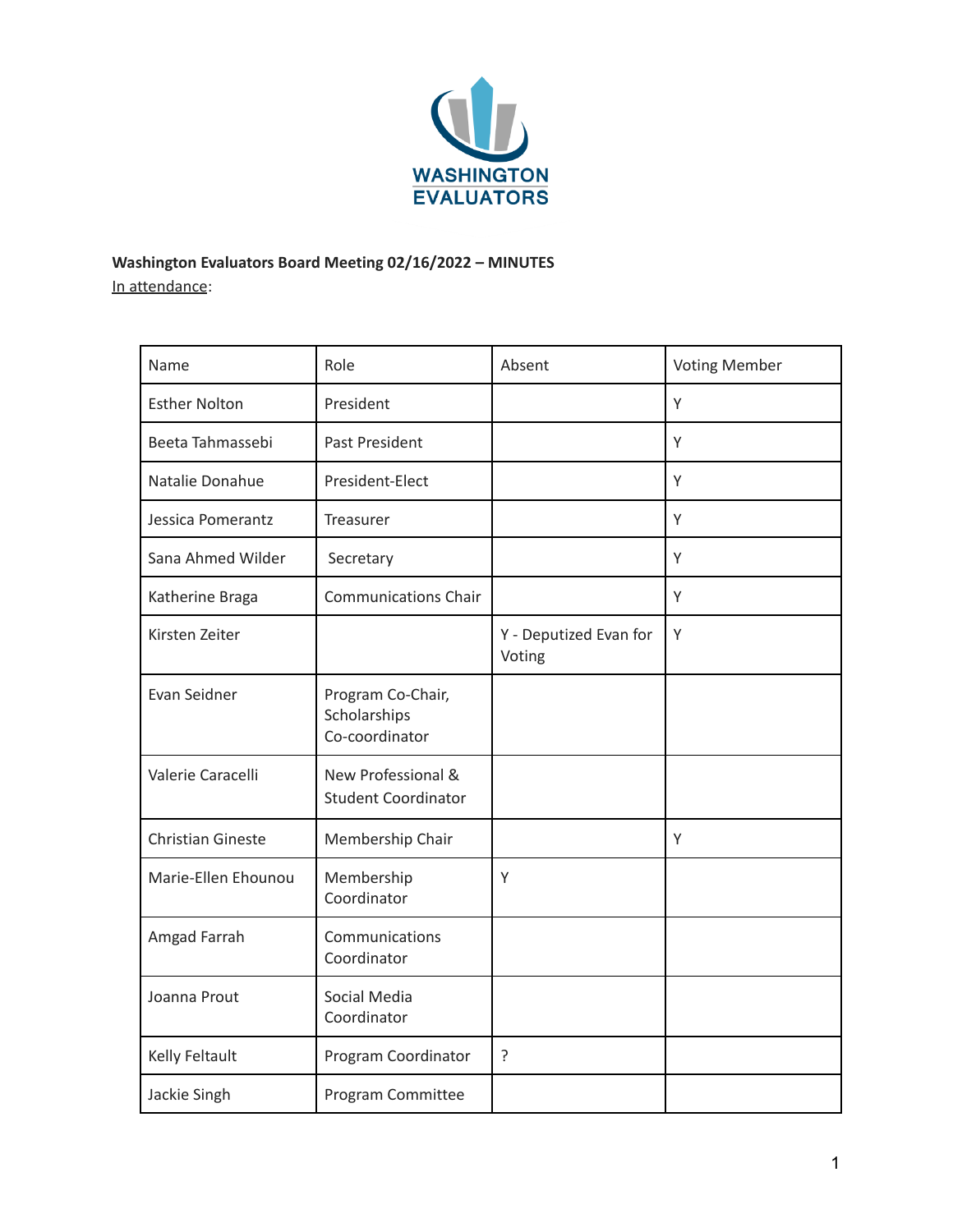**Washington Evaluators Board Meeting 02/16/2022 – MINUTES**

In attendance:

| Name | Role | Absent | Voting Member |
|---|---|---|---|
| Esther Nolton | President | | Y |
| Beeta Tahmassebi | Past President | | Y |
| Natalie Donahue | President-Elect | | Y |
| Jessica Pomerantz | Treasurer | | Y |
| Sana Ahmed Wilder | Secretary | | Y |
| Katherine Braga | Communications Chair | | Y |
| Kirsten Zeiter | | Y - Deputized Evan for Voting | Y |
| Evan Seidner | Program Co-Chair, Scholarships Co-coordinator | | |
| Valerie Caracelli | New Professional & Student Coordinator | | |
| Christian Gineste | Membership Chair | | Y |
| Marie-Ellen Ehounou | Membership Coordinator | Y | |
| Amgad Farrah | Communications Coordinator | | |
| Joanna Prout | Social Media Coordinator | | |
| Kelly Feltault | Program Coordinator | ? | |
| Jackie Singh | Program Committee | | |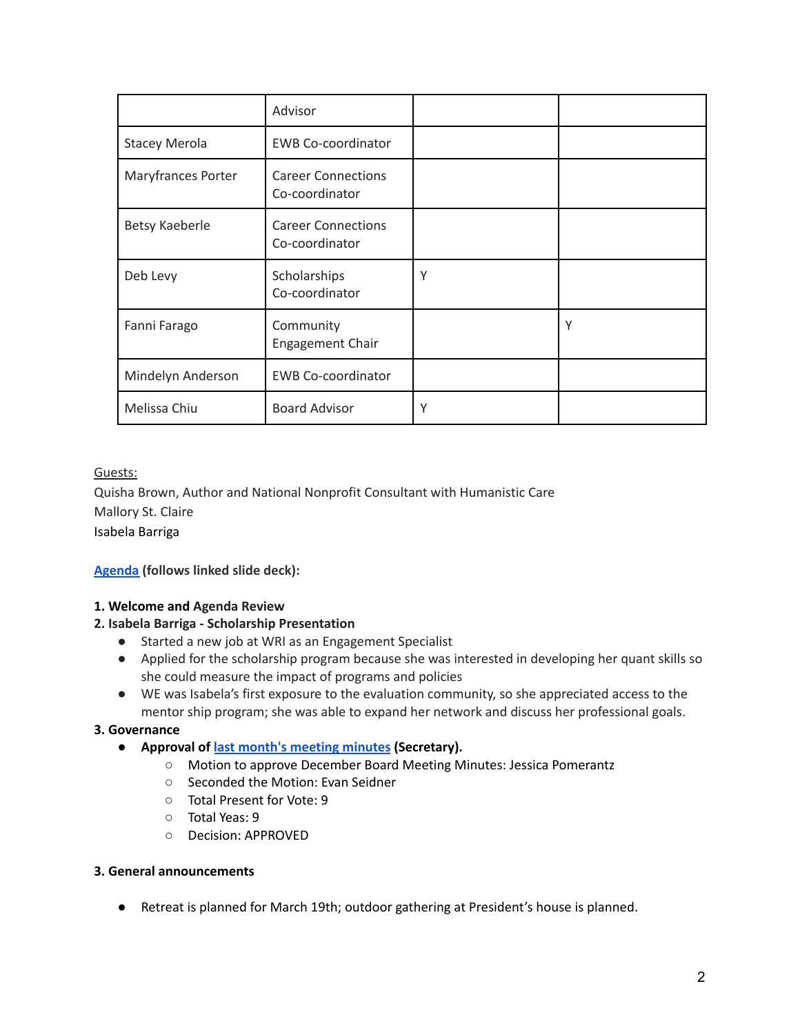| | Advisor | | |
|---|---|---|---|
| Stacey Merola | EWB Co-coordinator | | |
| Maryfrances Porter | Career Connections Co-coordinator | | |
| Betsy Kaeberle | Career Connections Co-coordinator | | |
| Deb Levy | Scholarships Co-coordinator | Y | |
| Fanni Farago | Community Engagement Chair | | Y |
| Mindelyn Anderson | EWB Co-coordinator | | |
| Melissa Chiu | Board Advisor | Y | |

Guests:
Quisha Brown, Author and National Nonprofit Consultant with Humanistic Care
Mallory St. Claire
Isabela Barriga

**Agenda (follows linked slide deck):**

**1. Welcome and Agenda Review**

**2. Isabela Barriga - Scholarship Presentation**

- Started a new job at WRI as an Engagement Specialist
- Applied for the scholarship program because she was interested in developing her quant skills so she could measure the impact of programs and policies
- WE was Isabela's first exposure to the evaluation community, so she appreciated access to the mentor ship program; she was able to expand her network and discuss her professional goals.

**3. Governance**

- **Approval of last month's meeting minutes (Secretary).**
  - Motion to approve December Board Meeting Minutes: Jessica Pomerantz
  - Seconded the Motion: Evan Seidner
  - Total Present for Vote: 9
  - Total Yeas: 9
  - Decision: APPROVED

**3. General announcements**

- Retreat is planned for March 19th; outdoor gathering at President's house is planned.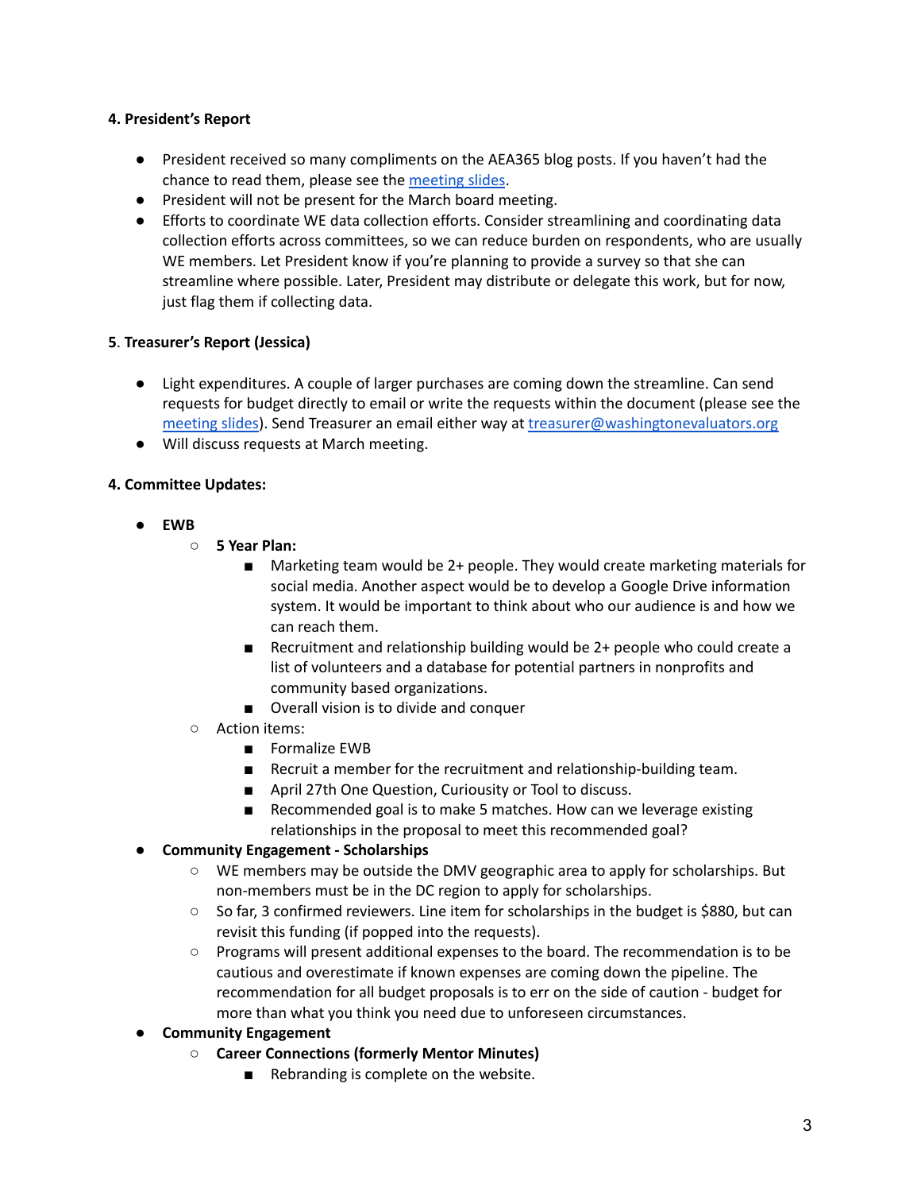**4. President's Report**

- President received so many compliments on the AEA365 blog posts. If you haven't had the chance to read them, please see the meeting slides.
- President will not be present for the March board meeting.
- Efforts to coordinate WE data collection efforts. Consider streamlining and coordinating data collection efforts across committees, so we can reduce burden on respondents, who are usually WE members. Let President know if you're planning to provide a survey so that she can streamline where possible. Later, President may distribute or delegate this work, but for now, just flag them if collecting data.

**5. Treasurer's Report (Jessica)**

- Light expenditures. A couple of larger purchases are coming down the streamline. Can send requests for budget directly to email or write the requests within the document (please see the meeting slides). Send Treasurer an email either way at treasurer@washingtonevaluators.org
- Will discuss requests at March meeting.

**4. Committee Updates:**

- **EWB**
  - **5 Year Plan:**
    - Marketing team would be 2+ people. They would create marketing materials for social media. Another aspect would be to develop a Google Drive information system. It would be important to think about who our audience is and how we can reach them.
    - Recruitment and relationship building would be 2+ people who could create a list of volunteers and a database for potential partners in nonprofits and community based organizations.
    - Overall vision is to divide and conquer
  - Action items:
    - Formalize EWB
    - Recruit a member for the recruitment and relationship-building team.
    - April 27th One Question, Curiousity or Tool to discuss.
    - Recommended goal is to make 5 matches. How can we leverage existing relationships in the proposal to meet this recommended goal?
- **Community Engagement - Scholarships**
  - WE members may be outside the DMV geographic area to apply for scholarships. But non-members must be in the DC region to apply for scholarships.
  - So far, 3 confirmed reviewers. Line item for scholarships in the budget is $880, but can revisit this funding (if popped into the requests).
  - Programs will present additional expenses to the board. The recommendation is to be cautious and overestimate if known expenses are coming down the pipeline. The recommendation for all budget proposals is to err on the side of caution - budget for more than what you think you need due to unforeseen circumstances.
- **Community Engagement**
  - **Career Connections (formerly Mentor Minutes)**
    - Rebranding is complete on the website.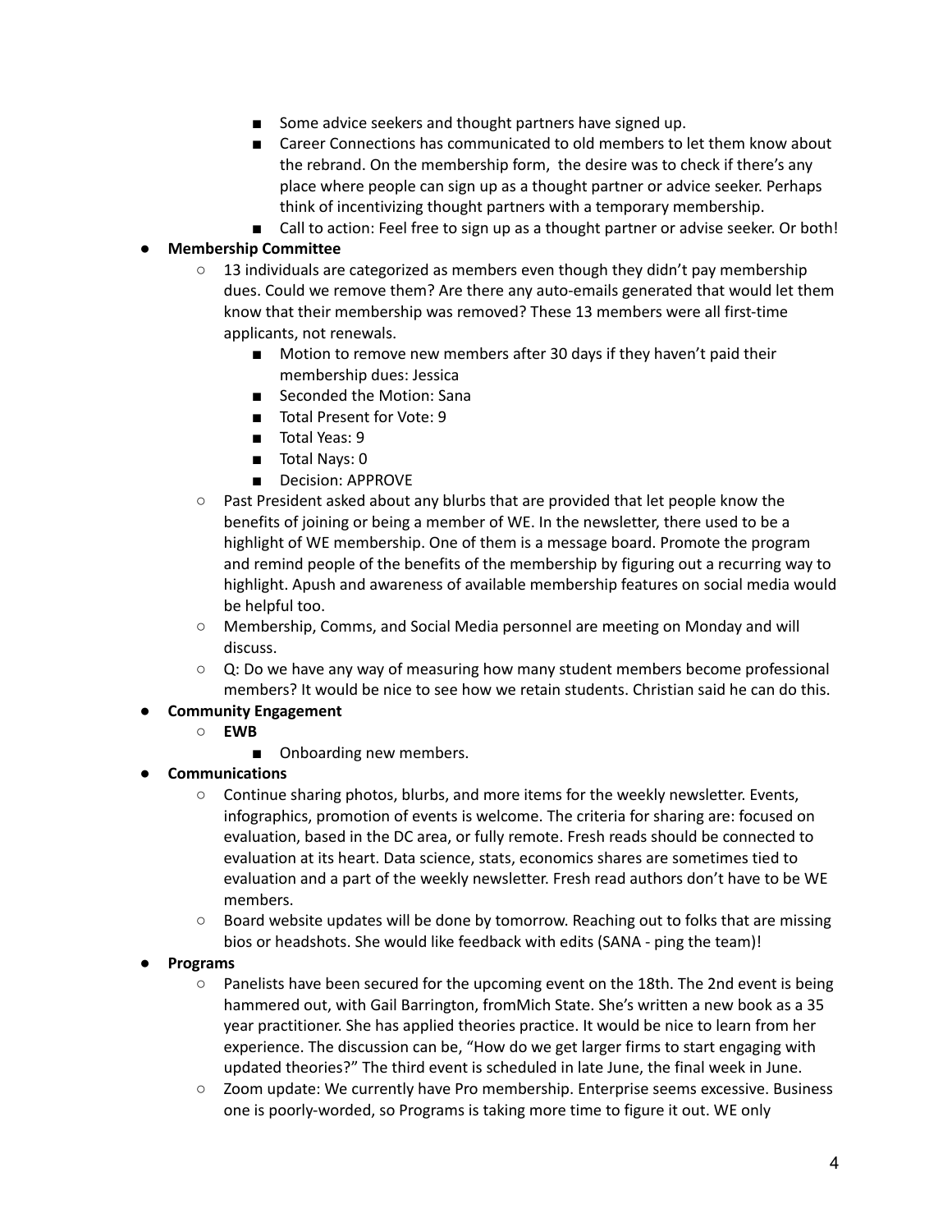- Some advice seekers and thought partners have signed up.
        - Career Connections has communicated to old members to let them know about the rebrand. On the membership form, the desire was to check if there's any place where people can sign up as a thought partner or advice seeker. Perhaps think of incentivizing thought partners with a temporary membership.
        - Call to action: Feel free to sign up as a thought partner or advise seeker. Or both!

- **Membership Committee**
    - 13 individuals are categorized as members even though they didn't pay membership dues. Could we remove them? Are there any auto-emails generated that would let them know that their membership was removed? These 13 members were all first-time applicants, not renewals.
        - Motion to remove new members after 30 days if they haven't paid their membership dues: Jessica
        - Seconded the Motion: Sana
        - Total Present for Vote: 9
        - Total Yeas: 9
        - Total Nays: 0
        - Decision: APPROVE
    - Past President asked about any blurbs that are provided that let people know the benefits of joining or being a member of WE. In the newsletter, there used to be a highlight of WE membership. One of them is a message board. Promote the program and remind people of the benefits of the membership by figuring out a recurring way to highlight. Apush and awareness of available membership features on social media would be helpful too.
    - Membership, Comms, and Social Media personnel are meeting on Monday and will discuss.
    - Q: Do we have any way of measuring how many student members become professional members? It would be nice to see how we retain students. Christian said he can do this.
- **Community Engagement**
    - **EWB**
        - Onboarding new members.
- **Communications**
    - Continue sharing photos, blurbs, and more items for the weekly newsletter. Events, infographics, promotion of events is welcome. The criteria for sharing are: focused on evaluation, based in the DC area, or fully remote. Fresh reads should be connected to evaluation at its heart. Data science, stats, economics shares are sometimes tied to evaluation and a part of the weekly newsletter. Fresh read authors don't have to be WE members.
    - Board website updates will be done by tomorrow. Reaching out to folks that are missing bios or headshots. She would like feedback with edits (SANA - ping the team)!
- **Programs**
    - Panelists have been secured for the upcoming event on the 18th. The 2nd event is being hammered out, with Gail Barrington, fromMich State. She's written a new book as a 35 year practitioner. She has applied theories practice. It would be nice to learn from her experience. The discussion can be, "How do we get larger firms to start engaging with updated theories?" The third event is scheduled in late June, the final week in June.
    - Zoom update: We currently have Pro membership. Enterprise seems excessive. Business one is poorly-worded, so Programs is taking more time to figure it out. WE only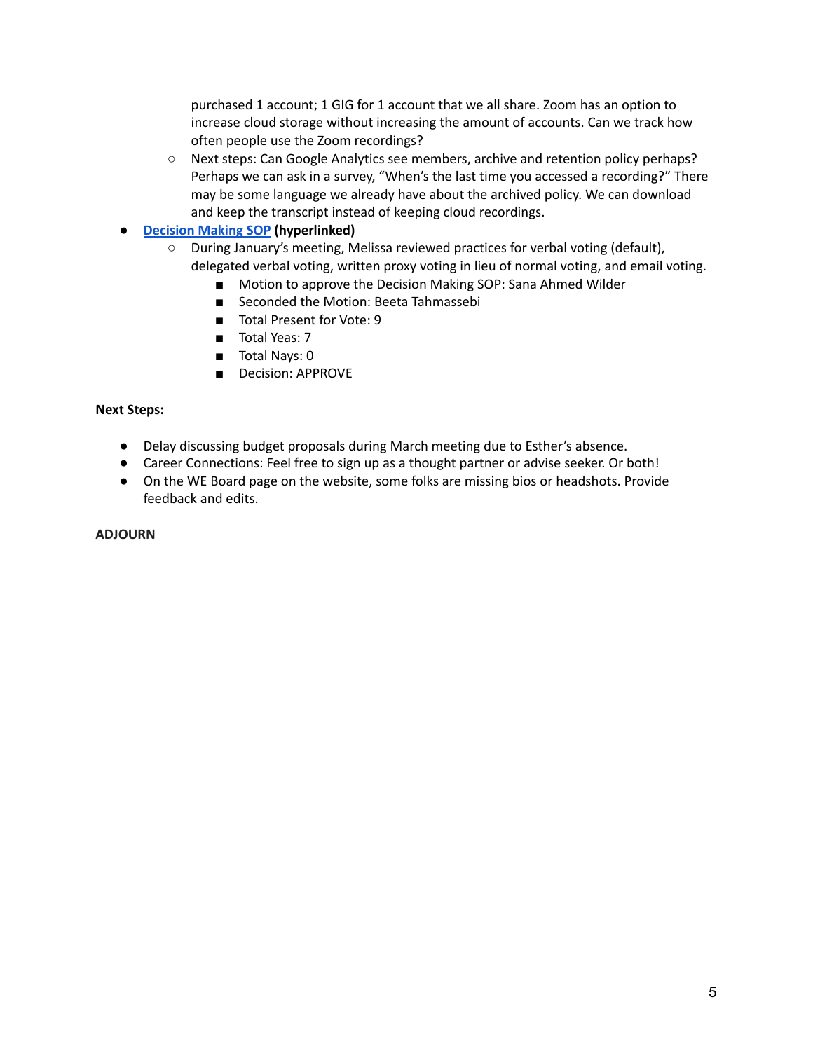- purchased 1 account; 1 GIG for 1 account that we all share. Zoom has an option to increase cloud storage without increasing the amount of accounts. Can we track how often people use the Zoom recordings?
    - Next steps: Can Google Analytics see members, archive and retention policy perhaps? Perhaps we can ask in a survey, "When's the last time you accessed a recording?" There may be some language we already have about the archived policy. We can download and keep the transcript instead of keeping cloud recordings.
- **Decision Making SOP (hyperlinked)**
    - During January's meeting, Melissa reviewed practices for verbal voting (default), delegated verbal voting, written proxy voting in lieu of normal voting, and email voting.
        - Motion to approve the Decision Making SOP: Sana Ahmed Wilder
        - Seconded the Motion: Beeta Tahmassebi
        - Total Present for Vote: 9
        - Total Yeas: 7
        - Total Nays: 0
        - Decision: APPROVE

**Next Steps:**

- Delay discussing budget proposals during March meeting due to Esther's absence.
- Career Connections: Feel free to sign up as a thought partner or advise seeker. Or both!
- On the WE Board page on the website, some folks are missing bios or headshots. Provide feedback and edits.

**ADJOURN**